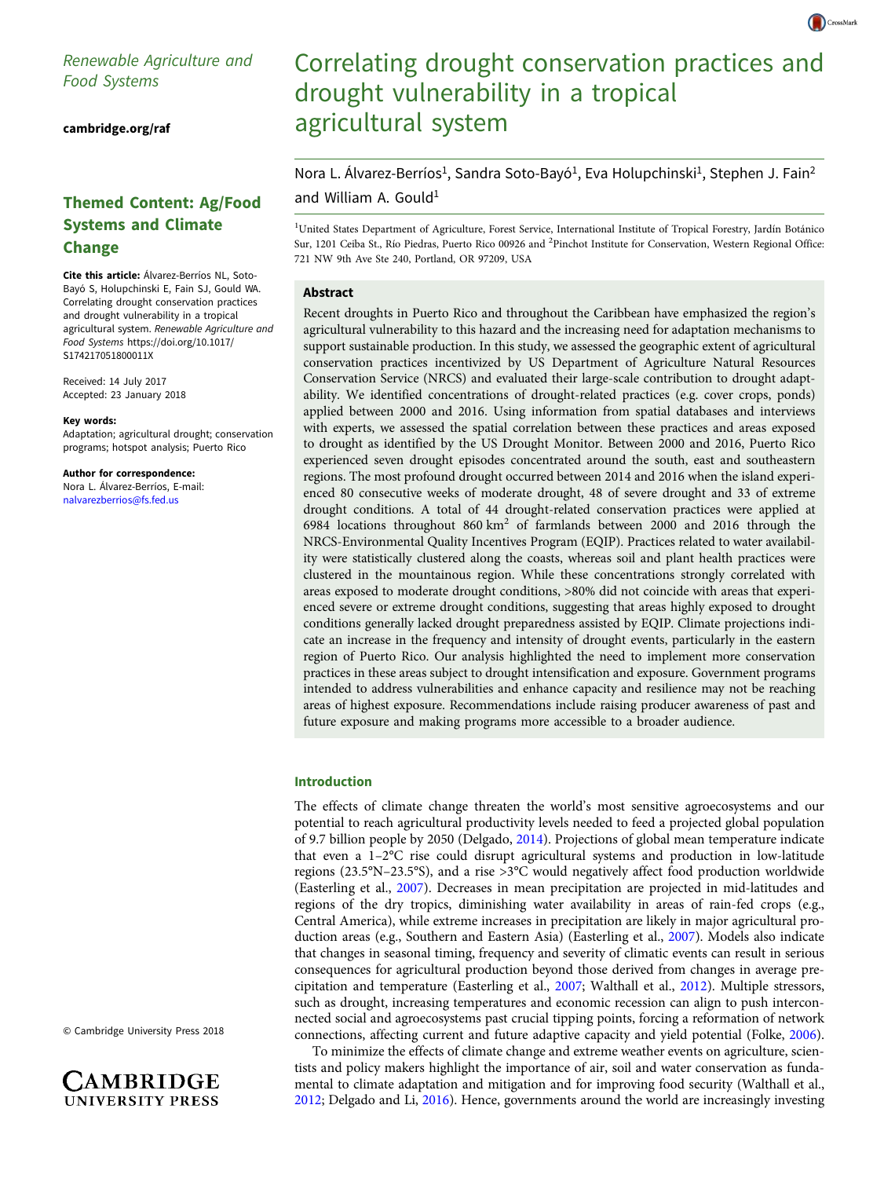Renewable Agriculture and Food Systems

cambridge.org/raf

**Themed Content: Ag/Food Systems and Climate Change**

**Cite this article:** Álvarez-Berríos NL, Soto-Bayó S, Holupchinski E, Fain SJ, Gould WA. Correlating drought conservation practices and drought vulnerability in a tropical agricultural system. *Renewable Agriculture and Food Systems* https://doi.org/10.1017/S174217051800011X

Received: 14 July 2017
Accepted: 23 January 2018

**Key words:**
Adaptation; agricultural drought; conservation programs; hotspot analysis; Puerto Rico

**Author for correspondence:**
Nora L. Álvarez-Berríos, E-mail: nalvarezberrios@fs.fed.us

© Cambridge University Press 2018

# Correlating drought conservation practices and drought vulnerability in a tropical agricultural system

Nora L. Álvarez-Berríos[1], Sandra Soto-Bayó[1], Eva Holupchinski[1], Stephen J. Fain[2] and William A. Gould[1]

[1]United States Department of Agriculture, Forest Service, International Institute of Tropical Forestry, Jardín Botánico Sur, 1201 Ceiba St., Río Piedras, Puerto Rico 00926 and [2]Pinchot Institute for Conservation, Western Regional Office: 721 NW 9th Ave Ste 240, Portland, OR 97209, USA

## Abstract

Recent droughts in Puerto Rico and throughout the Caribbean have emphasized the region's agricultural vulnerability to this hazard and the increasing need for adaptation mechanisms to support sustainable production. In this study, we assessed the geographic extent of agricultural conservation practices incentivized by US Department of Agriculture Natural Resources Conservation Service (NRCS) and evaluated their large-scale contribution to drought adaptability. We identified concentrations of drought-related practices (e.g. cover crops, ponds) applied between 2000 and 2016. Using information from spatial databases and interviews with experts, we assessed the spatial correlation between these practices and areas exposed to drought as identified by the US Drought Monitor. Between 2000 and 2016, Puerto Rico experienced seven drought episodes concentrated around the south, east and southeastern regions. The most profound drought occurred between 2014 and 2016 when the island experienced 80 consecutive weeks of moderate drought, 48 of severe drought and 33 of extreme drought conditions. A total of 44 drought-related conservation practices were applied at 6984 locations throughout 860 km$^2$ of farmlands between 2000 and 2016 through the NRCS-Environmental Quality Incentives Program (EQIP). Practices related to water availability were statistically clustered along the coasts, whereas soil and plant health practices were clustered in the mountainous region. While these concentrations strongly correlated with areas exposed to moderate drought conditions, >80% did not coincide with areas that experienced severe or extreme drought conditions, suggesting that areas highly exposed to drought conditions generally lacked drought preparedness assisted by EQIP. Climate projections indicate an increase in the frequency and intensity of drought events, particularly in the eastern region of Puerto Rico. Our analysis highlighted the need to implement more conservation practices in these areas subject to drought intensification and exposure. Government programs intended to address vulnerabilities and enhance capacity and resilience may not be reaching areas of highest exposure. Recommendations include raising producer awareness of past and future exposure and making programs more accessible to a broader audience.

## Introduction

The effects of climate change threaten the world's most sensitive agroecosystems and our potential to reach agricultural productivity levels needed to feed a projected global population of 9.7 billion people by 2050 (Delgado, 2014). Projections of global mean temperature indicate that even a 1–2°C rise could disrupt agricultural systems and production in low-latitude regions (23.5°N–23.5°S), and a rise >3°C would negatively affect food production worldwide (Easterling et al., 2007). Decreases in mean precipitation are projected in mid-latitudes and regions of the dry tropics, diminishing water availability in areas of rain-fed crops (e.g., Central America), while extreme increases in precipitation are likely in major agricultural production areas (e.g., Southern and Eastern Asia) (Easterling et al., 2007). Models also indicate that changes in seasonal timing, frequency and severity of climatic events can result in serious consequences for agricultural production beyond those derived from changes in average precipitation and temperature (Easterling et al., 2007; Walthall et al., 2012). Multiple stressors, such as drought, increasing temperatures and economic recession can align to push interconnected social and agroecosystems past crucial tipping points, forcing a reformation of network connections, affecting current and future adaptive capacity and yield potential (Folke, 2006).

To minimize the effects of climate change and extreme weather events on agriculture, scientists and policy makers highlight the importance of air, soil and water conservation as fundamental to climate adaptation and mitigation and for improving food security (Walthall et al., 2012; Delgado and Li, 2016). Hence, governments around the world are increasingly investing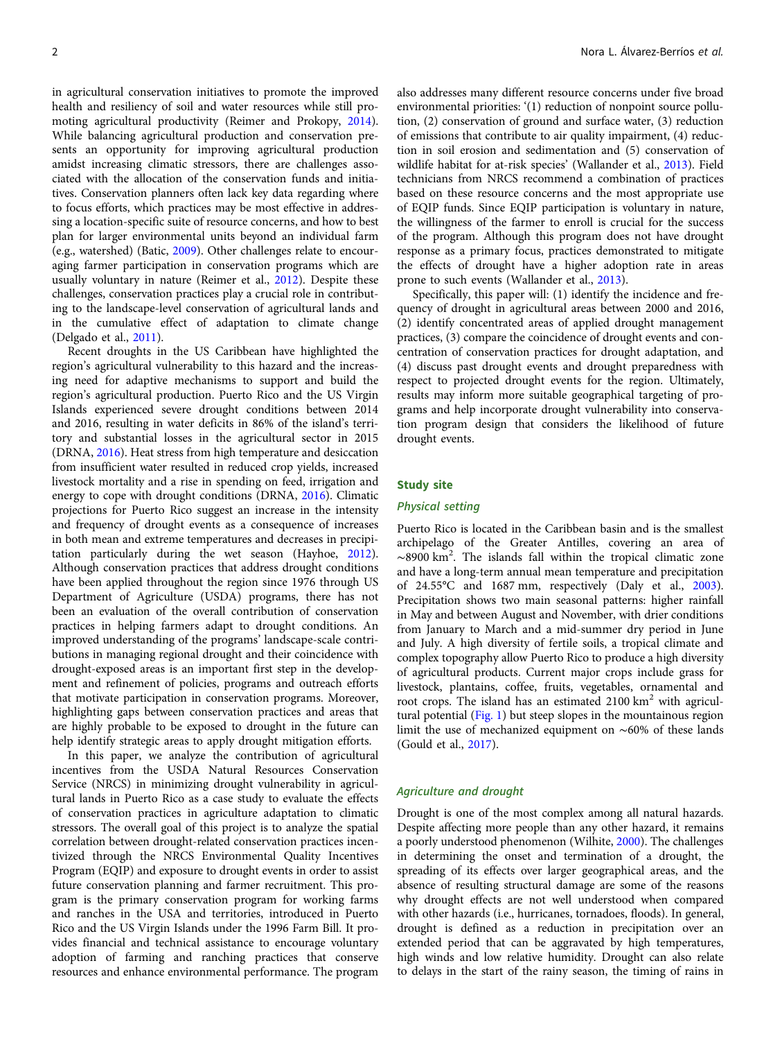in agricultural conservation initiatives to promote the improved health and resiliency of soil and water resources while still promoting agricultural productivity (Reimer and Prokopy, 2014). While balancing agricultural production and conservation presents an opportunity for improving agricultural production amidst increasing climatic stressors, there are challenges associated with the allocation of the conservation funds and initiatives. Conservation planners often lack key data regarding where to focus efforts, which practices may be most effective in addressing a location-specific suite of resource concerns, and how to best plan for larger environmental units beyond an individual farm (e.g., watershed) (Batic, 2009). Other challenges relate to encouraging farmer participation in conservation programs which are usually voluntary in nature (Reimer et al., 2012). Despite these challenges, conservation practices play a crucial role in contributing to the landscape-level conservation of agricultural lands and in the cumulative effect of adaptation to climate change (Delgado et al., 2011).

Recent droughts in the US Caribbean have highlighted the region's agricultural vulnerability to this hazard and the increasing need for adaptive mechanisms to support and build the region's agricultural production. Puerto Rico and the US Virgin Islands experienced severe drought conditions between 2014 and 2016, resulting in water deficits in 86% of the island's territory and substantial losses in the agricultural sector in 2015 (DRNA, 2016). Heat stress from high temperature and desiccation from insufficient water resulted in reduced crop yields, increased livestock mortality and a rise in spending on feed, irrigation and energy to cope with drought conditions (DRNA, 2016). Climatic projections for Puerto Rico suggest an increase in the intensity and frequency of drought events as a consequence of increases in both mean and extreme temperatures and decreases in precipitation particularly during the wet season (Hayhoe, 2012). Although conservation practices that address drought conditions have been applied throughout the region since 1976 through US Department of Agriculture (USDA) programs, there has not been an evaluation of the overall contribution of conservation practices in helping farmers adapt to drought conditions. An improved understanding of the programs' landscape-scale contributions in managing regional drought and their coincidence with drought-exposed areas is an important first step in the development and refinement of policies, programs and outreach efforts that motivate participation in conservation programs. Moreover, highlighting gaps between conservation practices and areas that are highly probable to be exposed to drought in the future can help identify strategic areas to apply drought mitigation efforts.

In this paper, we analyze the contribution of agricultural incentives from the USDA Natural Resources Conservation Service (NRCS) in minimizing drought vulnerability in agricultural lands in Puerto Rico as a case study to evaluate the effects of conservation practices in agriculture adaptation to climatic stressors. The overall goal of this project is to analyze the spatial correlation between drought-related conservation practices incentivized through the NRCS Environmental Quality Incentives Program (EQIP) and exposure to drought events in order to assist future conservation planning and farmer recruitment. This program is the primary conservation program for working farms and ranches in the USA and territories, introduced in Puerto Rico and the US Virgin Islands under the 1996 Farm Bill. It provides financial and technical assistance to encourage voluntary adoption of farming and ranching practices that conserve resources and enhance environmental performance. The program also addresses many different resource concerns under five broad environmental priorities: '(1) reduction of nonpoint source pollution, (2) conservation of ground and surface water, (3) reduction of emissions that contribute to air quality impairment, (4) reduction in soil erosion and sedimentation and (5) conservation of wildlife habitat for at-risk species' (Wallander et al., 2013). Field technicians from NRCS recommend a combination of practices based on these resource concerns and the most appropriate use of EQIP funds. Since EQIP participation is voluntary in nature, the willingness of the farmer to enroll is crucial for the success of the program. Although this program does not have drought response as a primary focus, practices demonstrated to mitigate the effects of drought have a higher adoption rate in areas prone to such events (Wallander et al., 2013).

Specifically, this paper will: (1) identify the incidence and frequency of drought in agricultural areas between 2000 and 2016, (2) identify concentrated areas of applied drought management practices, (3) compare the coincidence of drought events and concentration of conservation practices for drought adaptation, and (4) discuss past drought events and drought preparedness with respect to projected drought events for the region. Ultimately, results may inform more suitable geographical targeting of programs and help incorporate drought vulnerability into conservation program design that considers the likelihood of future drought events.

## Study site

### Physical setting

Puerto Rico is located in the Caribbean basin and is the smallest archipelago of the Greater Antilles, covering an area of ~8900 km$^2$. The islands fall within the tropical climatic zone and have a long-term annual mean temperature and precipitation of 24.55°C and 1687 mm, respectively (Daly et al., 2003). Precipitation shows two main seasonal patterns: higher rainfall in May and between August and November, with drier conditions from January to March and a mid-summer dry period in June and July. A high diversity of fertile soils, a tropical climate and complex topography allow Puerto Rico to produce a high diversity of agricultural products. Current major crops include grass for livestock, plantains, coffee, fruits, vegetables, ornamental and root crops. The island has an estimated 2100 km$^2$ with agricultural potential (Fig. 1) but steep slopes in the mountainous region limit the use of mechanized equipment on ~60% of these lands (Gould et al., 2017).

### Agriculture and drought

Drought is one of the most complex among all natural hazards. Despite affecting more people than any other hazard, it remains a poorly understood phenomenon (Wilhite, 2000). The challenges in determining the onset and termination of a drought, the spreading of its effects over larger geographical areas, and the absence of resulting structural damage are some of the reasons why drought effects are not well understood when compared with other hazards (i.e., hurricanes, tornadoes, floods). In general, drought is defined as a reduction in precipitation over an extended period that can be aggravated by high temperatures, high winds and low relative humidity. Drought can also relate to delays in the start of the rainy season, the timing of rains in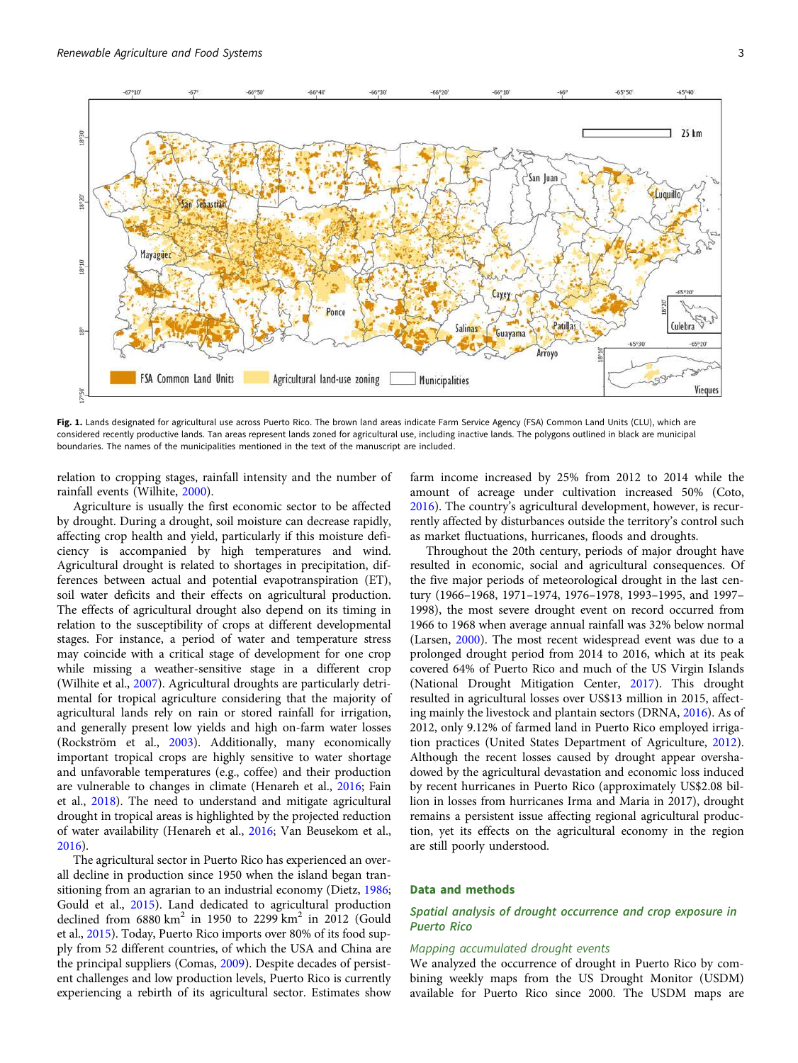Fig. 1. Lands designated for agricultural use across Puerto Rico. The brown land areas indicate Farm Service Agency (FSA) Common Land Units (CLU), which are considered recently productive lands. Tan areas represent lands zoned for agricultural use, including inactive lands. The polygons outlined in black are municipal boundaries. The names of the municipalities mentioned in the text of the manuscript are included.

relation to cropping stages, rainfall intensity and the number of rainfall events (Wilhite, 2000).

Agriculture is usually the first economic sector to be affected by drought. During a drought, soil moisture can decrease rapidly, affecting crop health and yield, particularly if this moisture deficiency is accompanied by high temperatures and wind. Agricultural drought is related to shortages in precipitation, differences between actual and potential evapotranspiration (ET), soil water deficits and their effects on agricultural production. The effects of agricultural drought also depend on its timing in relation to the susceptibility of crops at different developmental stages. For instance, a period of water and temperature stress may coincide with a critical stage of development for one crop while missing a weather-sensitive stage in a different crop (Wilhite et al., 2007). Agricultural droughts are particularly detrimental for tropical agriculture considering that the majority of agricultural lands rely on rain or stored rainfall for irrigation, and generally present low yields and high on-farm water losses (Rockström et al., 2003). Additionally, many economically important tropical crops are highly sensitive to water shortage and unfavorable temperatures (e.g., coffee) and their production are vulnerable to changes in climate (Henareh et al., 2016; Fain et al., 2018). The need to understand and mitigate agricultural drought in tropical areas is highlighted by the projected reduction of water availability (Henareh et al., 2016; Van Beusekom et al., 2016).

The agricultural sector in Puerto Rico has experienced an overall decline in production since 1950 when the island began transitioning from an agrarian to an industrial economy (Dietz, 1986; Gould et al., 2015). Land dedicated to agricultural production declined from 6880 $km^2$ in 1950 to 2299 $km^2$ in 2012 (Gould et al., 2015). Today, Puerto Rico imports over 80% of its food supply from 52 different countries, of which the USA and China are the principal suppliers (Comas, 2009). Despite decades of persistent challenges and low production levels, Puerto Rico is currently experiencing a rebirth of its agricultural sector. Estimates show farm income increased by 25% from 2012 to 2014 while the amount of acreage under cultivation increased 50% (Coto, 2016). The country's agricultural development, however, is recurrently affected by disturbances outside the territory's control such as market fluctuations, hurricanes, floods and droughts.

Throughout the 20th century, periods of major drought have resulted in economic, social and agricultural consequences. Of the five major periods of meteorological drought in the last century (1966–1968, 1971–1974, 1976–1978, 1993–1995, and 1997–1998), the most severe drought event on record occurred from 1966 to 1968 when average annual rainfall was 32% below normal (Larsen, 2000). The most recent widespread event was due to a prolonged drought period from 2014 to 2016, which at its peak covered 64% of Puerto Rico and much of the US Virgin Islands (National Drought Mitigation Center, 2017). This drought resulted in agricultural losses over US$13 million in 2015, affecting mainly the livestock and plantain sectors (DRNA, 2016). As of 2012, only 9.12% of farmed land in Puerto Rico employed irrigation practices (United States Department of Agriculture, 2012). Although the recent losses caused by drought appear overshadowed by the agricultural devastation and economic loss induced by recent hurricanes in Puerto Rico (approximately US$2.08 billion in losses from hurricanes Irma and Maria in 2017), drought remains a persistent issue affecting regional agricultural production, yet its effects on the agricultural economy in the region are still poorly understood.

## Data and methods

### Spatial analysis of drought occurrence and crop exposure in Puerto Rico

#### Mapping accumulated drought events

We analyzed the occurrence of drought in Puerto Rico by combining weekly maps from the US Drought Monitor (USDM) available for Puerto Rico since 2000. The USDM maps are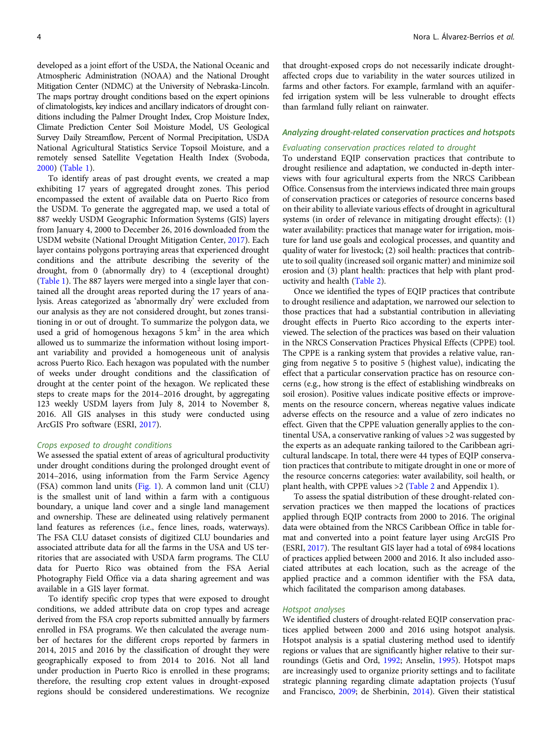developed as a joint effort of the USDA, the National Oceanic and Atmospheric Administration (NOAA) and the National Drought Mitigation Center (NDMC) at the University of Nebraska-Lincoln. The maps portray drought conditions based on the expert opinions of climatologists, key indices and ancillary indicators of drought conditions including the Palmer Drought Index, Crop Moisture Index, Climate Prediction Center Soil Moisture Model, US Geological Survey Daily Streamflow, Percent of Normal Precipitation, USDA National Agricultural Statistics Service Topsoil Moisture, and a remotely sensed Satellite Vegetation Health Index (Svoboda, 2000) (Table 1).

To identify areas of past drought events, we created a map exhibiting 17 years of aggregated drought zones. This period encompassed the extent of available data on Puerto Rico from the USDM. To generate the aggregated map, we used a total of 887 weekly USDM Geographic Information Systems (GIS) layers from January 4, 2000 to December 26, 2016 downloaded from the USDM website (National Drought Mitigation Center, 2017). Each layer contains polygons portraying areas that experienced drought conditions and the attribute describing the severity of the drought, from 0 (abnormally dry) to 4 (exceptional drought) (Table 1). The 887 layers were merged into a single layer that contained all the drought areas reported during the 17 years of analysis. Areas categorized as 'abnormally dry' were excluded from our analysis as they are not considered drought, but zones transitioning in or out of drought. To summarize the polygon data, we used a grid of homogenous hexagons 5 km$^2$ in the area which allowed us to summarize the information without losing important variability and provided a homogeneous unit of analysis across Puerto Rico. Each hexagon was populated with the number of weeks under drought conditions and the classification of drought at the center point of the hexagon. We replicated these steps to create maps for the 2014–2016 drought, by aggregating 123 weekly USDM layers from July 8, 2014 to November 8, 2016. All GIS analyses in this study were conducted using ArcGIS Pro software (ESRI, 2017).

### *Crops exposed to drought conditions*

We assessed the spatial extent of areas of agricultural productivity under drought conditions during the prolonged drought event of 2014–2016, using information from the Farm Service Agency (FSA) common land units (Fig. 1). A common land unit (CLU) is the smallest unit of land within a farm with a contiguous boundary, a unique land cover and a single land management and ownership. These are delineated using relatively permanent land features as references (i.e., fence lines, roads, waterways). The FSA CLU dataset consists of digitized CLU boundaries and associated attribute data for all the farms in the USA and US territories that are associated with USDA farm programs. The CLU data for Puerto Rico was obtained from the FSA Aerial Photography Field Office via a data sharing agreement and was available in a GIS layer format.

To identify specific crop types that were exposed to drought conditions, we added attribute data on crop types and acreage derived from the FSA crop reports submitted annually by farmers enrolled in FSA programs. We then calculated the average number of hectares for the different crops reported by farmers in 2014, 2015 and 2016 by the classification of drought they were geographically exposed to from 2014 to 2016. Not all land under production in Puerto Rico is enrolled in these programs; therefore, the resulting crop extent values in drought-exposed regions should be considered underestimations. We recognize that drought-exposed crops do not necessarily indicate drought-affected crops due to variability in the water sources utilized in farms and other factors. For example, farmland with an aquifer-fed irrigation system will be less vulnerable to drought effects than farmland fully reliant on rainwater.

## *Analyzing drought-related conservation practices and hotspots*

### *Evaluating conservation practices related to drought*

To understand EQIP conservation practices that contribute to drought resilience and adaptation, we conducted in-depth interviews with four agricultural experts from the NRCS Caribbean Office. Consensus from the interviews indicated three main groups of conservation practices or categories of resource concerns based on their ability to alleviate various effects of drought in agricultural systems (in order of relevance in mitigating drought effects): (1) water availability: practices that manage water for irrigation, moisture for land use goals and ecological processes, and quantity and quality of water for livestock; (2) soil health: practices that contribute to soil quality (increased soil organic matter) and minimize soil erosion and (3) plant health: practices that help with plant productivity and health (Table 2).

Once we identified the types of EQIP practices that contribute to drought resilience and adaptation, we narrowed our selection to those practices that had a substantial contribution in alleviating drought effects in Puerto Rico according to the experts interviewed. The selection of the practices was based on their valuation in the NRCS Conservation Practices Physical Effects (CPPE) tool. The CPPE is a ranking system that provides a relative value, ranging from negative 5 to positive 5 (highest value), indicating the effect that a particular conservation practice has on resource concerns (e.g., how strong is the effect of establishing windbreaks on soil erosion). Positive values indicate positive effects or improvements on the resource concern, whereas negative values indicate adverse effects on the resource and a value of zero indicates no effect. Given that the CPPE valuation generally applies to the continental USA, a conservative ranking of values >2 was suggested by the experts as an adequate ranking tailored to the Caribbean agricultural landscape. In total, there were 44 types of EQIP conservation practices that contribute to mitigate drought in one or more of the resource concerns categories: water availability, soil health, or plant health, with CPPE values >2 (Table 2 and Appendix 1).

To assess the spatial distribution of these drought-related conservation practices we then mapped the locations of practices applied through EQIP contracts from 2000 to 2016. The original data were obtained from the NRCS Caribbean Office in table format and converted into a point feature layer using ArcGIS Pro (ESRI, 2017). The resultant GIS layer had a total of 6984 locations of practices applied between 2000 and 2016. It also included associated attributes at each location, such as the acreage of the applied practice and a common identifier with the FSA data, which facilitated the comparison among databases.

### *Hotspot analyses*

We identified clusters of drought-related EQIP conservation practices applied between 2000 and 2016 using hotspot analysis. Hotspot analysis is a spatial clustering method used to identify regions or values that are significantly higher relative to their surroundings (Getis and Ord, 1992; Anselin, 1995). Hotspot maps are increasingly used to organize priority settings and to facilitate strategic planning regarding climate adaptation projects (Yusuf and Francisco, 2009; de Sherbinin, 2014). Given their statistical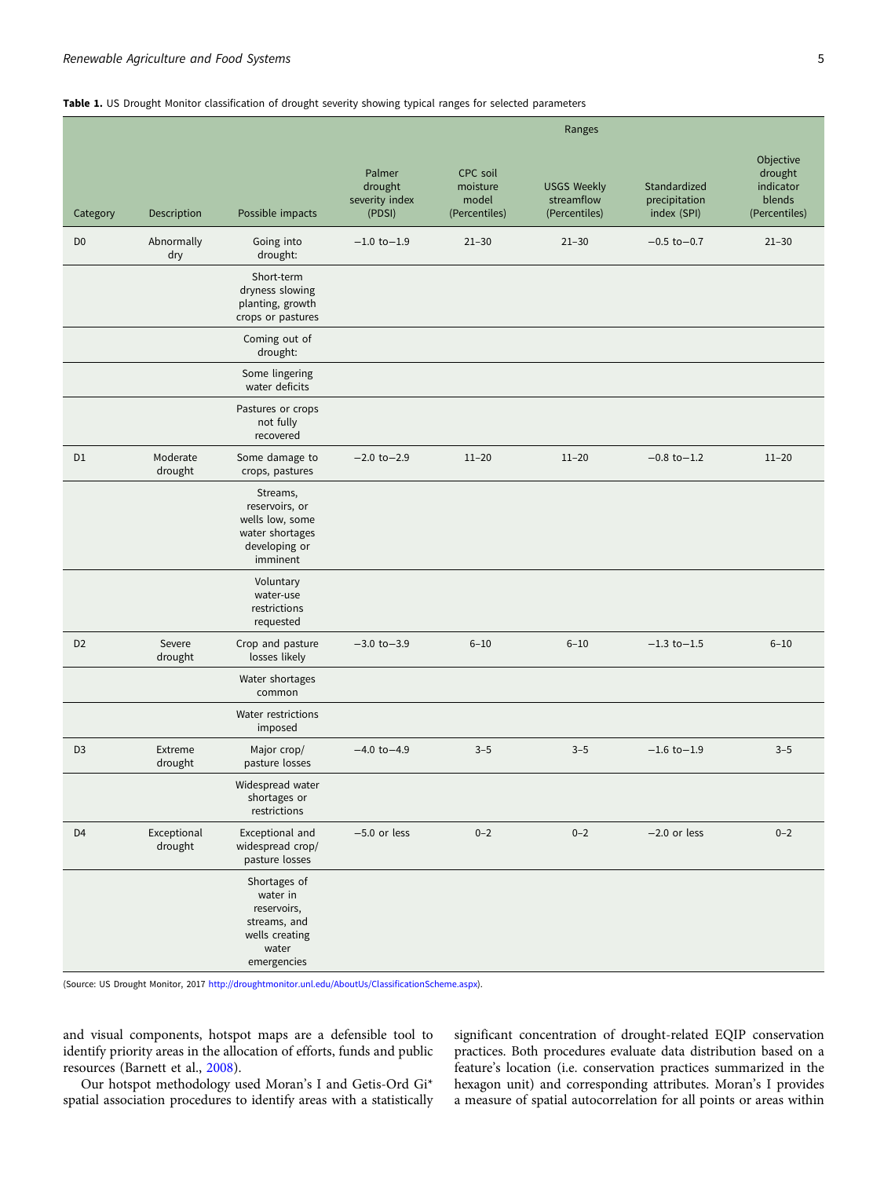**Table 1.** US Drought Monitor classification of drought severity showing typical ranges for selected parameters

| Category | Description | Possible impacts | Ranges | | | | |
|---|---|---|---|---|---|---|---|
| | | | Palmer drought severity index (PDSI) | CPC soil moisture model (Percentiles) | USGS Weekly streamflow (Percentiles) | Standardized precipitation index (SPI) | Objective drought indicator blends (Percentiles) |
| D0 | Abnormally dry | Going into drought: | −1.0 to−1.9 | 21–30 | 21–30 | −0.5 to−0.7 | 21–30 |
| | | Short-term dryness slowing planting, growth crops or pastures | | | | | |
| | | Coming out of drought: | | | | | |
| | | Some lingering water deficits | | | | | |
| | | Pastures or crops not fully recovered | | | | | |
| D1 | Moderate drought | Some damage to crops, pastures | −2.0 to−2.9 | 11–20 | 11–20 | −0.8 to−1.2 | 11–20 |
| | | Streams, reservoirs, or wells low, some water shortages developing or imminent | | | | | |
| | | Voluntary water-use restrictions requested | | | | | |
| D2 | Severe drought | Crop and pasture losses likely | −3.0 to−3.9 | 6–10 | 6–10 | −1.3 to−1.5 | 6–10 |
| | | Water shortages common | | | | | |
| | | Water restrictions imposed | | | | | |
| D3 | Extreme drought | Major crop/ pasture losses | −4.0 to−4.9 | 3–5 | 3–5 | −1.6 to−1.9 | 3–5 |
| | | Widespread water shortages or restrictions | | | | | |
| D4 | Exceptional drought | Exceptional and widespread crop/ pasture losses | −5.0 or less | 0–2 | 0–2 | −2.0 or less | 0–2 |
| | | Shortages of water in reservoirs, streams, and wells creating water emergencies | | | | | |

(Source: US Drought Monitor, 2017 http://droughtmonitor.unl.edu/AboutUs/ClassificationScheme.aspx).

and visual components, hotspot maps are a defensible tool to identify priority areas in the allocation of efforts, funds and public resources (Barnett et al., 2008).

Our hotspot methodology used Moran's I and Getis-Ord Gi* spatial association procedures to identify areas with a statistically significant concentration of drought-related EQIP conservation practices. Both procedures evaluate data distribution based on a feature's location (i.e. conservation practices summarized in the hexagon unit) and corresponding attributes. Moran's I provides a measure of spatial autocorrelation for all points or areas within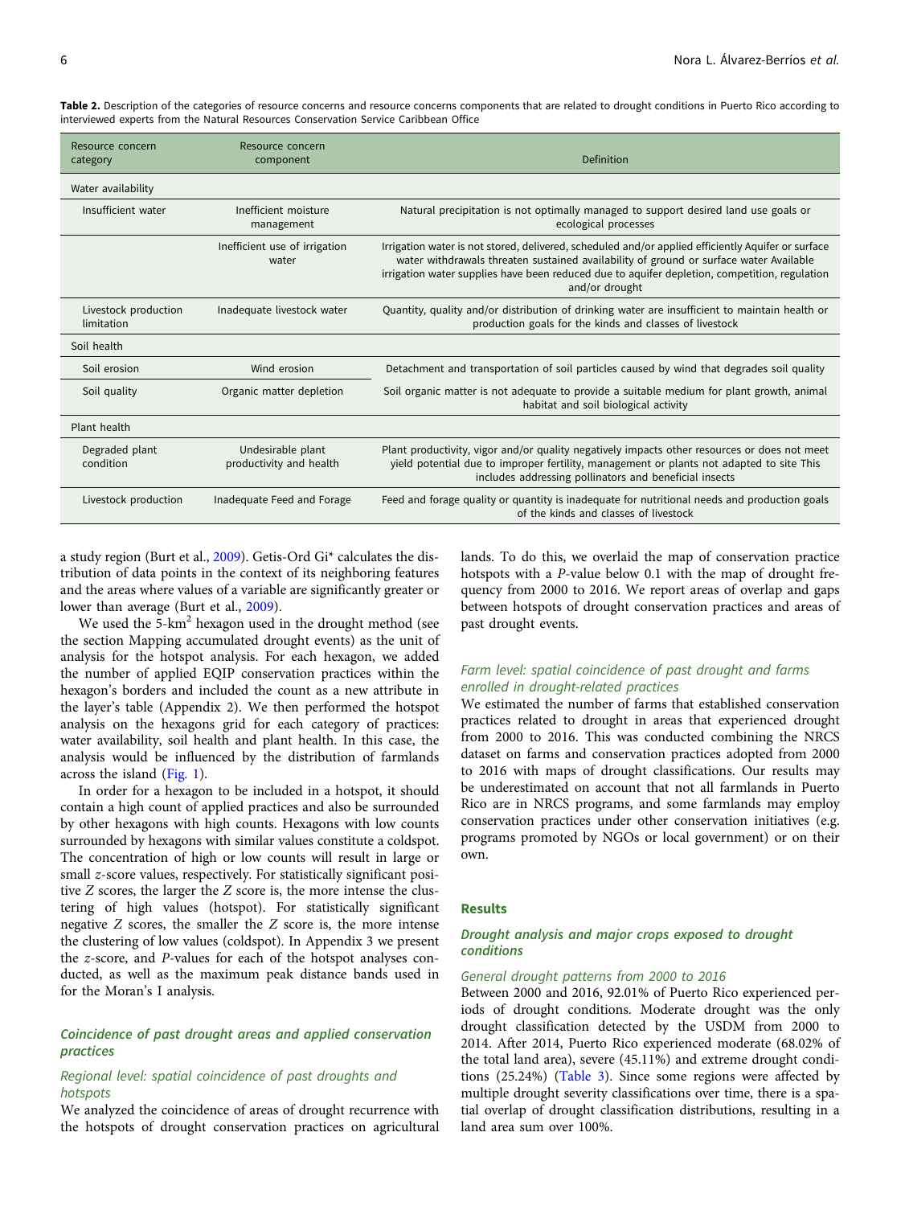**Table 2.** Description of the categories of resource concerns and resource concerns components that are related to drought conditions in Puerto Rico according to interviewed experts from the Natural Resources Conservation Service Caribbean Office

| Resource concern category | Resource concern component | Definition |
|---|---|---|
| Water availability | | |
| Insufficient water | Inefficient moisture management | Natural precipitation is not optimally managed to support desired land use goals or ecological processes |
| | Inefficient use of irrigation water | Irrigation water is not stored, delivered, scheduled and/or applied efficiently Aquifer or surface water withdrawals threaten sustained availability of ground or surface water Available irrigation water supplies have been reduced due to aquifer depletion, competition, regulation and/or drought |
| Livestock production limitation | Inadequate livestock water | Quantity, quality and/or distribution of drinking water are insufficient to maintain health or production goals for the kinds and classes of livestock |
| Soil health | | |
| Soil erosion | Wind erosion | Detachment and transportation of soil particles caused by wind that degrades soil quality |
| Soil quality | Organic matter depletion | Soil organic matter is not adequate to provide a suitable medium for plant growth, animal habitat and soil biological activity |
| Plant health | | |
| Degraded plant condition | Undesirable plant productivity and health | Plant productivity, vigor and/or quality negatively impacts other resources or does not meet yield potential due to improper fertility, management or plants not adapted to site This includes addressing pollinators and beneficial insects |
| Livestock production | Inadequate Feed and Forage | Feed and forage quality or quantity is inadequate for nutritional needs and production goals of the kinds and classes of livestock |

a study region (Burt et al., 2009). Getis-Ord Gi* calculates the distribution of data points in the context of its neighboring features and the areas where values of a variable are significantly greater or lower than average (Burt et al., 2009).

We used the 5-km$^2$ hexagon used in the drought method (see the section Mapping accumulated drought events) as the unit of analysis for the hotspot analysis. For each hexagon, we added the number of applied EQIP conservation practices within the hexagon's borders and included the count as a new attribute in the layer's table (Appendix 2). We then performed the hotspot analysis on the hexagons grid for each category of practices: water availability, soil health and plant health. In this case, the analysis would be influenced by the distribution of farmlands across the island (Fig. 1).

In order for a hexagon to be included in a hotspot, it should contain a high count of applied practices and also be surrounded by other hexagons with high counts. Hexagons with low counts surrounded by hexagons with similar values constitute a coldspot. The concentration of high or low counts will result in large or small $z$-score values, respectively. For statistically significant positive $Z$ scores, the larger the $Z$ score is, the more intense the clustering of high values (hotspot). For statistically significant negative $Z$ scores, the smaller the $Z$ score is, the more intense the clustering of low values (coldspot). In Appendix 3 we present the $z$-score, and $P$-values for each of the hotspot analyses conducted, as well as the maximum peak distance bands used in for the Moran's I analysis.

### *Coincidence of past drought areas and applied conservation practices*

#### *Regional level: spatial coincidence of past droughts and hotspots*

We analyzed the coincidence of areas of drought recurrence with the hotspots of drought conservation practices on agricultural lands. To do this, we overlaid the map of conservation practice hotspots with a $P$-value below 0.1 with the map of drought frequency from 2000 to 2016. We report areas of overlap and gaps between hotspots of drought conservation practices and areas of past drought events.

#### *Farm level: spatial coincidence of past drought and farms enrolled in drought-related practices*

We estimated the number of farms that established conservation practices related to drought in areas that experienced drought from 2000 to 2016. This was conducted combining the NRCS dataset on farms and conservation practices adopted from 2000 to 2016 with maps of drought classifications. Our results may be underestimated on account that not all farmlands in Puerto Rico are in NRCS programs, and some farmlands may employ conservation practices under other conservation initiatives (e.g. programs promoted by NGOs or local government) or on their own.

## Results

### *Drought analysis and major crops exposed to drought conditions*

#### *General drought patterns from 2000 to 2016*

Between 2000 and 2016, 92.01% of Puerto Rico experienced periods of drought conditions. Moderate drought was the only drought classification detected by the USDM from 2000 to 2014. After 2014, Puerto Rico experienced moderate (68.02% of the total land area), severe (45.11%) and extreme drought conditions (25.24%) (Table 3). Since some regions were affected by multiple drought severity classifications over time, there is a spatial overlap of drought classification distributions, resulting in a land area sum over 100%.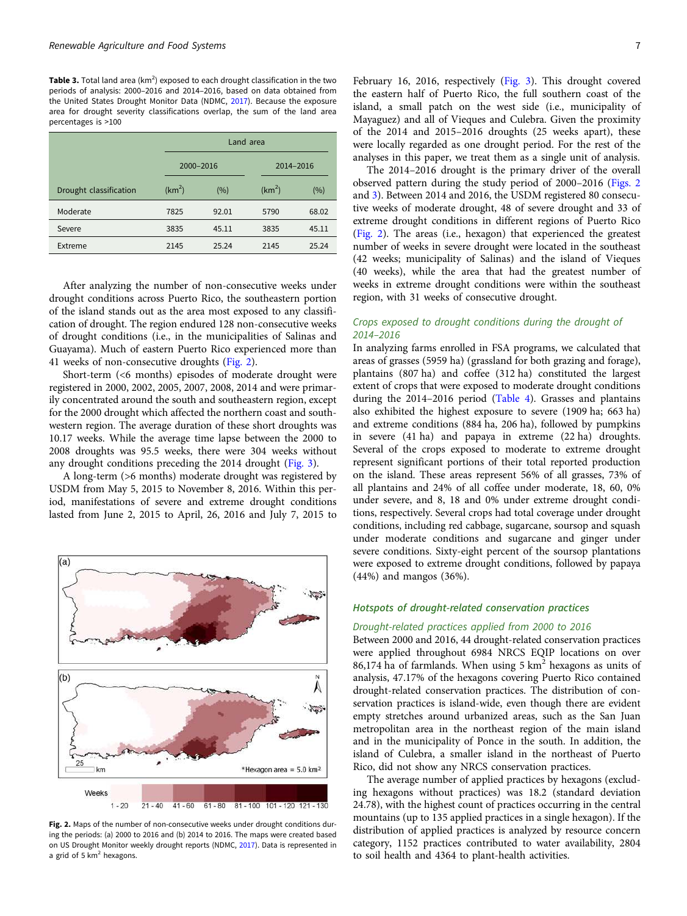**Table 3.** Total land area ($km^2$) exposed to each drought classification in the two periods of analysis: 2000–2016 and 2014–2016, based on data obtained from the United States Drought Monitor Data (NDMC, 2017). Because the exposure area for drought severity classifications overlap, the sum of the land area percentages is >100

| | Land area | | | |
|---|---|---|---|---|
| | 2000–2016 | | 2014–2016 | |
| Drought classification | ($km^2$) | (%) | ($km^2$) | (%) |
| Moderate | 7825 | 92.01 | 5790 | 68.02 |
| Severe | 3835 | 45.11 | 3835 | 45.11 |
| Extreme | 2145 | 25.24 | 2145 | 25.24 |

After analyzing the number of non-consecutive weeks under drought conditions across Puerto Rico, the southeastern portion of the island stands out as the area most exposed to any classification of drought. The region endured 128 non-consecutive weeks of drought conditions (i.e., in the municipalities of Salinas and Guayama). Much of eastern Puerto Rico experienced more than 41 weeks of non-consecutive droughts (Fig. 2).

Short-term (<6 months) episodes of moderate drought were registered in 2000, 2002, 2005, 2007, 2008, 2014 and were primarily concentrated around the south and southeastern region, except for the 2000 drought which affected the northern coast and southwestern region. The average duration of these short droughts was 10.17 weeks. While the average time lapse between the 2000 to 2008 droughts was 95.5 weeks, there were 304 weeks without any drought conditions preceding the 2014 drought (Fig. 3).

A long-term (>6 months) moderate drought was registered by USDM from May 5, 2015 to November 8, 2016. Within this period, manifestations of severe and extreme drought conditions lasted from June 2, 2015 to April, 26, 2016 and July 7, 2015 to February 16, 2016, respectively (Fig. 3). This drought covered the eastern half of Puerto Rico, the full southern coast of the island, a small patch on the west side (i.e., municipality of Mayaguez) and all of Vieques and Culebra. Given the proximity of the 2014 and 2015–2016 droughts (25 weeks apart), these were locally regarded as one drought period. For the rest of the analyses in this paper, we treat them as a single unit of analysis.

**Fig. 2.** Maps of the number of non-consecutive weeks under drought conditions during the periods: (a) 2000 to 2016 and (b) 2014 to 2016. The maps were created based on US Drought Monitor weekly drought reports (NDMC, 2017). Data is represented in a grid of 5 $km^2$ hexagons.

The 2014–2016 drought is the primary driver of the overall observed pattern during the study period of 2000–2016 (Figs. 2 and 3). Between 2014 and 2016, the USDM registered 80 consecutive weeks of moderate drought, 48 of severe drought and 33 of extreme drought conditions in different regions of Puerto Rico (Fig. 2). The areas (i.e., hexagon) that experienced the greatest number of weeks in severe drought were located in the southeast (42 weeks; municipality of Salinas) and the island of Vieques (40 weeks), while the area that had the greatest number of weeks in extreme drought conditions were within the southeast region, with 31 weeks of consecutive drought.

### *Crops exposed to drought conditions during the drought of 2014–2016*

In analyzing farms enrolled in FSA programs, we calculated that areas of grasses (5959 ha) (grassland for both grazing and forage), plantains (807 ha) and coffee (312 ha) constituted the largest extent of crops that were exposed to moderate drought conditions during the 2014–2016 period (Table 4). Grasses and plantains also exhibited the highest exposure to severe (1909 ha; 663 ha) and extreme conditions (884 ha, 206 ha), followed by pumpkins in severe (41 ha) and papaya in extreme (22 ha) droughts. Several of the crops exposed to moderate to extreme drought represent significant portions of their total reported production on the island. These areas represent 56% of all grasses, 73% of all plantains and 24% of all coffee under moderate, 18, 60, 0% under severe, and 8, 18 and 0% under extreme drought conditions, respectively. Several crops had total coverage under drought conditions, including red cabbage, sugarcane, soursop and squash under moderate conditions and sugarcane and ginger under severe conditions. Sixty-eight percent of the soursop plantations were exposed to extreme drought conditions, followed by papaya (44%) and mangos (36%).

## Hotspots of drought-related conservation practices

### *Drought-related practices applied from 2000 to 2016*

Between 2000 and 2016, 44 drought-related conservation practices were applied throughout 6984 NRCS EQIP locations on over 86,174 ha of farmlands. When using 5 $km^2$ hexagons as units of analysis, 47.17% of the hexagons covering Puerto Rico contained drought-related conservation practices. The distribution of conservation practices is island-wide, even though there are evident empty stretches around urbanized areas, such as the San Juan metropolitan area in the northeast region of the main island and in the municipality of Ponce in the south. In addition, the island of Culebra, a smaller island in the northeast of Puerto Rico, did not show any NRCS conservation practices.

The average number of applied practices by hexagons (excluding hexagons without practices) was 18.2 (standard deviation 24.78), with the highest count of practices occurring in the central mountains (up to 135 applied practices in a single hexagon). If the distribution of applied practices is analyzed by resource concern category, 1152 practices contributed to water availability, 2804 to soil health and 4364 to plant-health activities.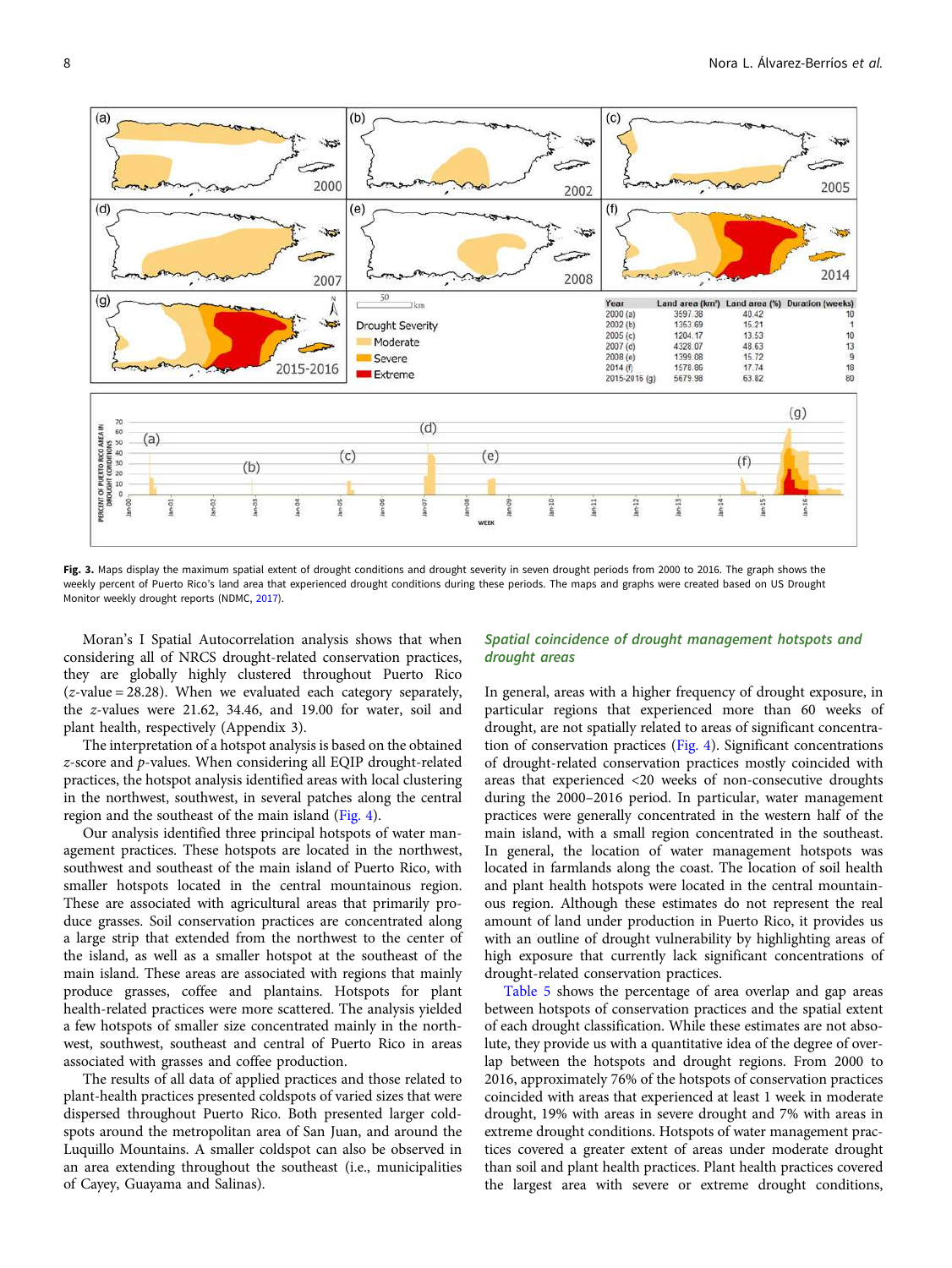| Year | Land area (km²) | Land area (%) | Duration (weeks) |
|---|---|---|---|
| 2000 (a) | 3597.38 | 40.42 | 10 |
| 2002 (b) | 1353.69 | 15.21 | 1 |
| 2005 (c) | 1204.17 | 13.53 | 10 |
| 2007 (d) | 4328.07 | 48.63 | 13 |
| 2008 (e) | 1399.08 | 15.72 | 9 |
| 2014 (f) | 1578.86 | 17.74 | 18 |
| 2015-2016 (g) | 5679.98 | 63.82 | 80 |

**Fig. 3.** Maps display the maximum spatial extent of drought conditions and drought severity in seven drought periods from 2000 to 2016. The graph shows the weekly percent of Puerto Rico's land area that experienced drought conditions during these periods. The maps and graphs were created based on US Drought Monitor weekly drought reports (NDMC, 2017).

Moran's I Spatial Autocorrelation analysis shows that when considering all of NRCS drought-related conservation practices, they are globally highly clustered throughout Puerto Rico ($z$-value = 28.28). When we evaluated each category separately, the $z$-values were 21.62, 34.46, and 19.00 for water, soil and plant health, respectively (Appendix 3).

The interpretation of a hotspot analysis is based on the obtained $z$-score and $p$-values. When considering all EQIP drought-related practices, the hotspot analysis identified areas with local clustering in the northwest, southwest, in several patches along the central region and the southeast of the main island (Fig. 4).

Our analysis identified three principal hotspots of water management practices. These hotspots are located in the northwest, southwest and southeast of the main island of Puerto Rico, with smaller hotspots located in the central mountainous region. These are associated with agricultural areas that primarily produce grasses. Soil conservation practices are concentrated along a large strip that extended from the northwest to the center of the island, as well as a smaller hotspot at the southeast of the main island. These areas are associated with regions that mainly produce grasses, coffee and plantains. Hotspots for plant health-related practices were more scattered. The analysis yielded a few hotspots of smaller size concentrated mainly in the northwest, southwest, southeast and central of Puerto Rico in areas associated with grasses and coffee production.

The results of all data of applied practices and those related to plant-health practices presented coldspots of varied sizes that were dispersed throughout Puerto Rico. Both presented larger coldspots around the metropolitan area of San Juan, and around the Luquillo Mountains. A smaller coldspot can also be observed in an area extending throughout the southeast (i.e., municipalities of Cayey, Guayama and Salinas).

### Spatial coincidence of drought management hotspots and drought areas

In general, areas with a higher frequency of drought exposure, in particular regions that experienced more than 60 weeks of drought, are not spatially related to areas of significant concentration of conservation practices (Fig. 4). Significant concentrations of drought-related conservation practices mostly coincided with areas that experienced <20 weeks of non-consecutive droughts during the 2000–2016 period. In particular, water management practices were generally concentrated in the western half of the main island, with a small region concentrated in the southeast. In general, the location of water management hotspots was located in farmlands along the coast. The location of soil health and plant health hotspots were located in the central mountainous region. Although these estimates do not represent the real amount of land under production in Puerto Rico, it provides us with an outline of drought vulnerability by highlighting areas of high exposure that currently lack significant concentrations of drought-related conservation practices.

Table 5 shows the percentage of area overlap and gap areas between hotspots of conservation practices and the spatial extent of each drought classification. While these estimates are not absolute, they provide us with a quantitative idea of the degree of overlap between the hotspots and drought regions. From 2000 to 2016, approximately 76% of the hotspots of conservation practices coincided with areas that experienced at least 1 week in moderate drought, 19% with areas in severe drought and 7% with areas in extreme drought conditions. Hotspots of water management practices covered a greater extent of areas under moderate drought than soil and plant health practices. Plant health practices covered the largest area with severe or extreme drought conditions,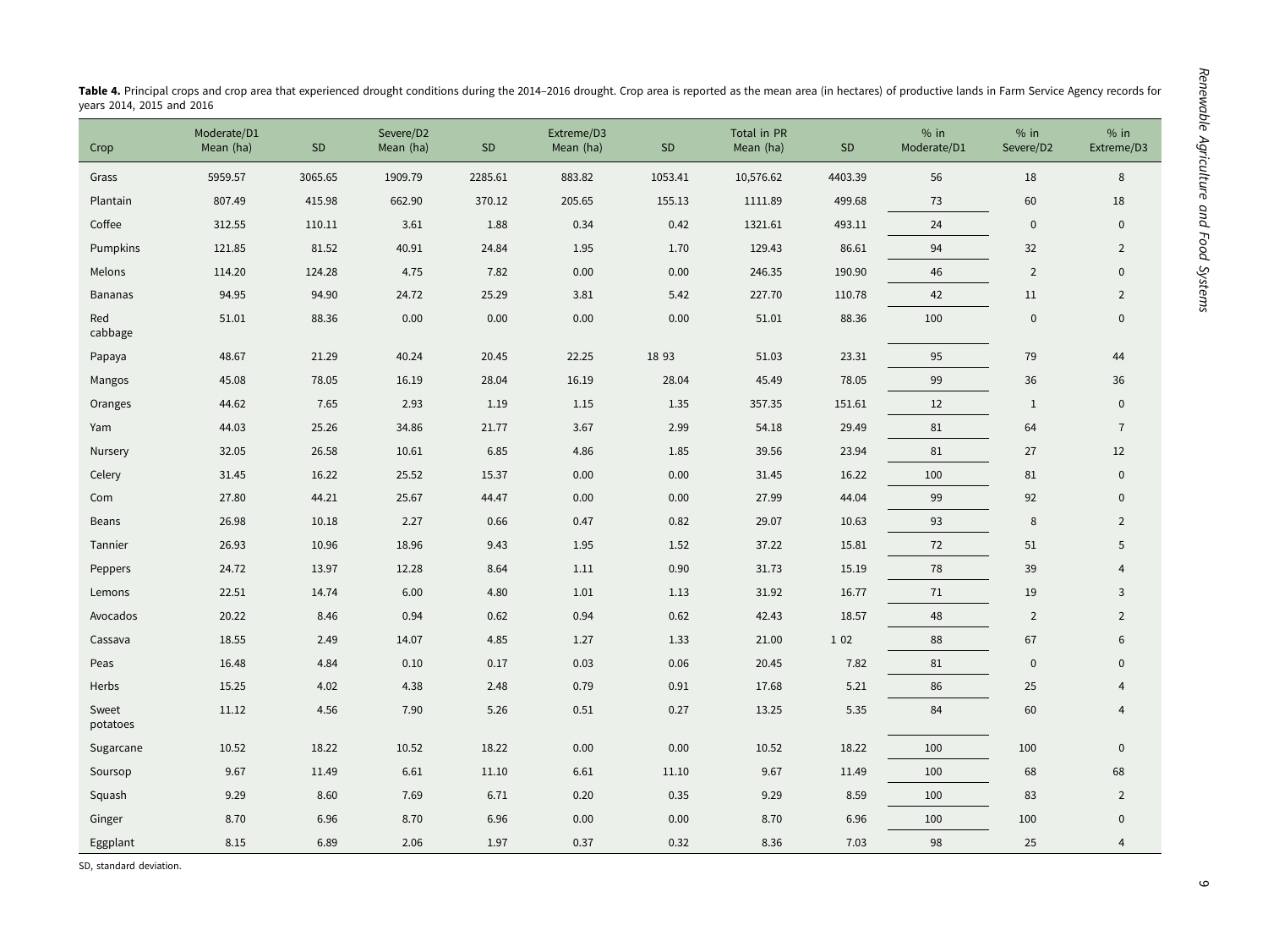**Table 4.** Principal crops and crop area that experienced drought conditions during the 2014–2016 drought. Crop area is reported as the mean area (in hectares) of productive lands in Farm Service Agency records for years 2014, 2015 and 2016

| Crop | Moderate/D1 Mean (ha) | SD | Severe/D2 Mean (ha) | SD | Extreme/D3 Mean (ha) | SD | Total in PR Mean (ha) | SD | % in Moderate/D1 | % in Severe/D2 | % in Extreme/D3 |
|---|---|---|---|---|---|---|---|---|---|---|---|
| Grass | 5959.57 | 3065.65 | 1909.79 | 2285.61 | 883.82 | 1053.41 | 10,576.62 | 4403.39 | 56 | 18 | 8 |
| Plantain | 807.49 | 415.98 | 662.90 | 370.12 | 205.65 | 155.13 | 1111.89 | 499.68 | 73 | 60 | 18 |
| Coffee | 312.55 | 110.11 | 3.61 | 1.88 | 0.34 | 0.42 | 1321.61 | 493.11 | 24 | 0 | 0 |
| Pumpkins | 121.85 | 81.52 | 40.91 | 24.84 | 1.95 | 1.70 | 129.43 | 86.61 | 94 | 32 | 2 |
| Melons | 114.20 | 124.28 | 4.75 | 7.82 | 0.00 | 0.00 | 246.35 | 190.90 | 46 | 2 | 0 |
| Bananas | 94.95 | 94.90 | 24.72 | 25.29 | 3.81 | 5.42 | 227.70 | 110.78 | 42 | 11 | 2 |
| Red cabbage | 51.01 | 88.36 | 0.00 | 0.00 | 0.00 | 0.00 | 51.01 | 88.36 | 100 | 0 | 0 |
| Papaya | 48.67 | 21.29 | 40.24 | 20.45 | 22.25 | 18 93 | 51.03 | 23.31 | 95 | 79 | 44 |
| Mangos | 45.08 | 78.05 | 16.19 | 28.04 | 16.19 | 28.04 | 45.49 | 78.05 | 99 | 36 | 36 |
| Oranges | 44.62 | 7.65 | 2.93 | 1.19 | 1.15 | 1.35 | 357.35 | 151.61 | 12 | 1 | 0 |
| Yam | 44.03 | 25.26 | 34.86 | 21.77 | 3.67 | 2.99 | 54.18 | 29.49 | 81 | 64 | 7 |
| Nursery | 32.05 | 26.58 | 10.61 | 6.85 | 4.86 | 1.85 | 39.56 | 23.94 | 81 | 27 | 12 |
| Celery | 31.45 | 16.22 | 25.52 | 15.37 | 0.00 | 0.00 | 31.45 | 16.22 | 100 | 81 | 0 |
| Com | 27.80 | 44.21 | 25.67 | 44.47 | 0.00 | 0.00 | 27.99 | 44.04 | 99 | 92 | 0 |
| Beans | 26.98 | 10.18 | 2.27 | 0.66 | 0.47 | 0.82 | 29.07 | 10.63 | 93 | 8 | 2 |
| Tannier | 26.93 | 10.96 | 18.96 | 9.43 | 1.95 | 1.52 | 37.22 | 15.81 | 72 | 51 | 5 |
| Peppers | 24.72 | 13.97 | 12.28 | 8.64 | 1.11 | 0.90 | 31.73 | 15.19 | 78 | 39 | 4 |
| Lemons | 22.51 | 14.74 | 6.00 | 4.80 | 1.01 | 1.13 | 31.92 | 16.77 | 71 | 19 | 3 |
| Avocados | 20.22 | 8.46 | 0.94 | 0.62 | 0.94 | 0.62 | 42.43 | 18.57 | 48 | 2 | 2 |
| Cassava | 18.55 | 2.49 | 14.07 | 4.85 | 1.27 | 1.33 | 21.00 | 1 02 | 88 | 67 | 6 |
| Peas | 16.48 | 4.84 | 0.10 | 0.17 | 0.03 | 0.06 | 20.45 | 7.82 | 81 | 0 | 0 |
| Herbs | 15.25 | 4.02 | 4.38 | 2.48 | 0.79 | 0.91 | 17.68 | 5.21 | 86 | 25 | 4 |
| Sweet potatoes | 11.12 | 4.56 | 7.90 | 5.26 | 0.51 | 0.27 | 13.25 | 5.35 | 84 | 60 | 4 |
| Sugarcane | 10.52 | 18.22 | 10.52 | 18.22 | 0.00 | 0.00 | 10.52 | 18.22 | 100 | 100 | 0 |
| Soursop | 9.67 | 11.49 | 6.61 | 11.10 | 6.61 | 11.10 | 9.67 | 11.49 | 100 | 68 | 68 |
| Squash | 9.29 | 8.60 | 7.69 | 6.71 | 0.20 | 0.35 | 9.29 | 8.59 | 100 | 83 | 2 |
| Ginger | 8.70 | 6.96 | 8.70 | 6.96 | 0.00 | 0.00 | 8.70 | 6.96 | 100 | 100 | 0 |
| Eggplant | 8.15 | 6.89 | 2.06 | 1.97 | 0.37 | 0.32 | 8.36 | 7.03 | 98 | 25 | 4 |

SD, standard deviation.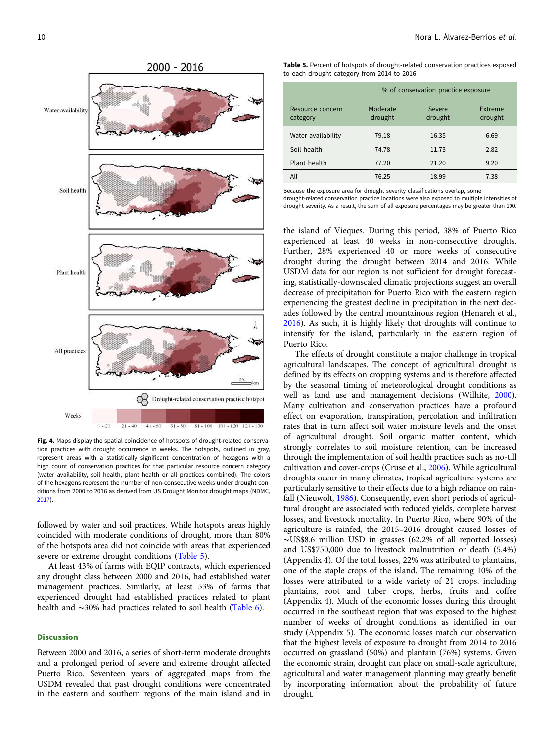Fig. 4. Maps display the spatial coincidence of hotspots of drought-related conservation practices with drought occurrence in weeks. The hotspots, outlined in gray, represent areas with a statistically significant concentration of hexagons with a high count of conservation practices for that particular resource concern category (water availability, soil health, plant health or all practices combined). The colors of the hexagons represent the number of non-consecutive weeks under drought conditions from 2000 to 2016 as derived from US Drought Monitor drought maps (NDMC, 2017).

followed by water and soil practices. While hotspots areas highly coincided with moderate conditions of drought, more than 80% of the hotspots area did not coincide with areas that experienced severe or extreme drought conditions (Table 5).

At least 43% of farms with EQIP contracts, which experienced any drought class between 2000 and 2016, had established water management practices. Similarly, at least 53% of farms that experienced drought had established practices related to plant health and ~30% had practices related to soil health (Table 6).

**Table 5.** Percent of hotspots of drought-related conservation practices exposed to each drought category from 2014 to 2016

| Resource concern category | % of conservation practice exposure | | |
|---|---|---|---|
| | Moderate drought | Severe drought | Extreme drought |
| Water availability | 79.18 | 16.35 | 6.69 |
| Soil health | 74.78 | 11.73 | 2.82 |
| Plant health | 77.20 | 21.20 | 9.20 |
| All | 76.25 | 18.99 | 7.38 |

Because the exposure area for drought severity classifications overlap, some drought-related conservation practice locations were also exposed to multiple intensities of drought severity. As a result, the sum of all exposure percentages may be greater than 100.

## Discussion

Between 2000 and 2016, a series of short-term moderate droughts and a prolonged period of severe and extreme drought affected Puerto Rico. Seventeen years of aggregated maps from the USDM revealed that past drought conditions were concentrated in the eastern and southern regions of the main island and in the island of Vieques. During this period, 38% of Puerto Rico experienced at least 40 weeks in non-consecutive droughts. Further, 28% experienced 40 or more weeks of consecutive drought during the drought between 2014 and 2016. While USDM data for our region is not sufficient for drought forecasting, statistically-downscaled climatic projections suggest an overall decrease of precipitation for Puerto Rico with the eastern region experiencing the greatest decline in precipitation in the next decades followed by the central mountainous region (Henareh et al., 2016). As such, it is highly likely that droughts will continue to intensify for the island, particularly in the eastern region of Puerto Rico.

The effects of drought constitute a major challenge in tropical agricultural landscapes. The concept of agricultural drought is defined by its effects on cropping systems and is therefore affected by the seasonal timing of meteorological drought conditions as well as land use and management decisions (Wilhite, 2000). Many cultivation and conservation practices have a profound effect on evaporation, transpiration, percolation and infiltration rates that in turn affect soil water moisture levels and the onset of agricultural drought. Soil organic matter content, which strongly correlates to soil moisture retention, can be increased through the implementation of soil health practices such as no-till cultivation and cover-crops (Cruse et al., 2006). While agricultural droughts occur in many climates, tropical agriculture systems are particularly sensitive to their effects due to a high reliance on rainfall (Nieuwolt, 1986). Consequently, even short periods of agricultural drought are associated with reduced yields, complete harvest losses, and livestock mortality. In Puerto Rico, where 90% of the agriculture is rainfed, the 2015–2016 drought caused losses of ~US$8.6 million USD in grasses (62.2% of all reported losses) and US$750,000 due to livestock malnutrition or death (5.4%) (Appendix 4). Of the total losses, 22% was attributed to plantains, one of the staple crops of the island. The remaining 10% of the losses were attributed to a wide variety of 21 crops, including plantains, root and tuber crops, herbs, fruits and coffee (Appendix 4). Much of the economic losses during this drought occurred in the southeast region that was exposed to the highest number of weeks of drought conditions as identified in our study (Appendix 5). The economic losses match our observation that the highest levels of exposure to drought from 2014 to 2016 occurred on grassland (50%) and plantain (76%) systems. Given the economic strain, drought can place on small-scale agriculture, agricultural and water management planning may greatly benefit by incorporating information about the probability of future drought.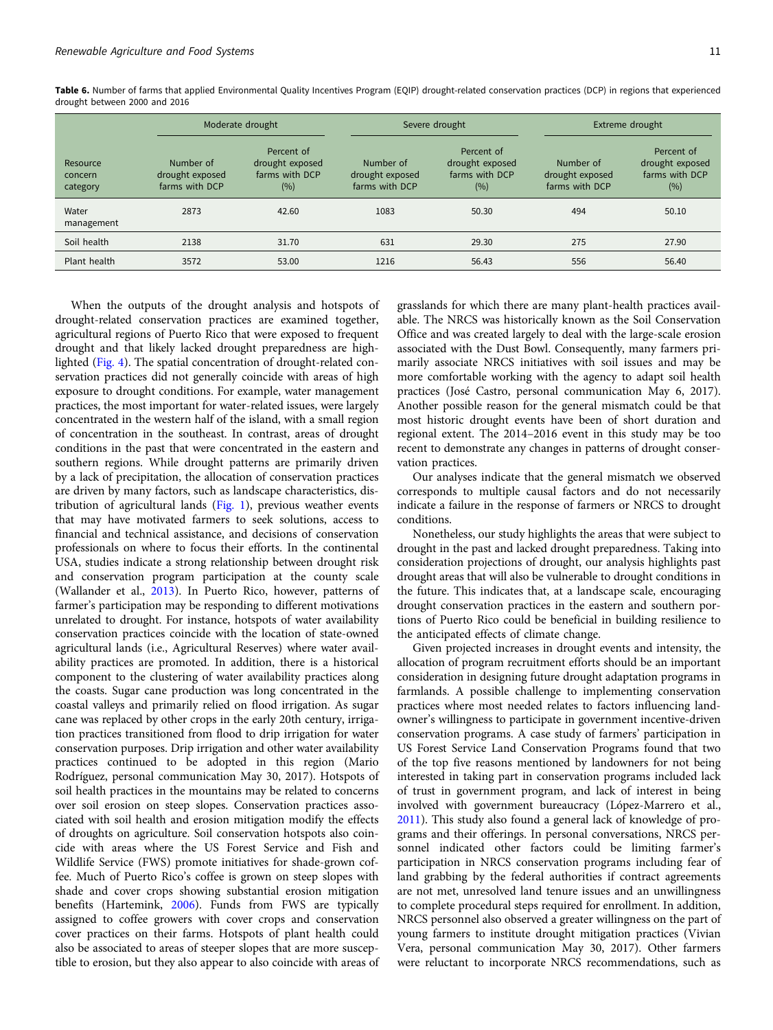**Table 6.** Number of farms that applied Environmental Quality Incentives Program (EQIP) drought-related conservation practices (DCP) in regions that experienced drought between 2000 and 2016

| Resource concern category | Moderate drought | | Severe drought | | Extreme drought | |
|---|---|---|---|---|---|---|
| | Number of drought exposed farms with DCP | Percent of drought exposed farms with DCP (%) | Number of drought exposed farms with DCP | Percent of drought exposed farms with DCP (%) | Number of drought exposed farms with DCP | Percent of drought exposed farms with DCP (%) |
| Water management | 2873 | 42.60 | 1083 | 50.30 | 494 | 50.10 |
| Soil health | 2138 | 31.70 | 631 | 29.30 | 275 | 27.90 |
| Plant health | 3572 | 53.00 | 1216 | 56.43 | 556 | 56.40 |

When the outputs of the drought analysis and hotspots of drought-related conservation practices are examined together, agricultural regions of Puerto Rico that were exposed to frequent drought and that likely lacked drought preparedness are highlighted (Fig. 4). The spatial concentration of drought-related conservation practices did not generally coincide with areas of high exposure to drought conditions. For example, water management practices, the most important for water-related issues, were largely concentrated in the western half of the island, with a small region of concentration in the southeast. In contrast, areas of drought conditions in the past that were concentrated in the eastern and southern regions. While drought patterns are primarily driven by a lack of precipitation, the allocation of conservation practices are driven by many factors, such as landscape characteristics, distribution of agricultural lands (Fig. 1), previous weather events that may have motivated farmers to seek solutions, access to financial and technical assistance, and decisions of conservation professionals on where to focus their efforts. In the continental USA, studies indicate a strong relationship between drought risk and conservation program participation at the county scale (Wallander et al., 2013). In Puerto Rico, however, patterns of farmer's participation may be responding to different motivations unrelated to drought. For instance, hotspots of water availability conservation practices coincide with the location of state-owned agricultural lands (i.e., Agricultural Reserves) where water availability practices are promoted. In addition, there is a historical component to the clustering of water availability practices along the coasts. Sugar cane production was long concentrated in the coastal valleys and primarily relied on flood irrigation. As sugar cane was replaced by other crops in the early 20th century, irrigation practices transitioned from flood to drip irrigation for water conservation purposes. Drip irrigation and other water availability practices continued to be adopted in this region (Mario Rodríguez, personal communication May 30, 2017). Hotspots of soil health practices in the mountains may be related to concerns over soil erosion on steep slopes. Conservation practices associated with soil health and erosion mitigation modify the effects of droughts on agriculture. Soil conservation hotspots also coincide with areas where the US Forest Service and Fish and Wildlife Service (FWS) promote initiatives for shade-grown coffee. Much of Puerto Rico's coffee is grown on steep slopes with shade and cover crops showing substantial erosion mitigation benefits (Hartemink, 2006). Funds from FWS are typically assigned to coffee growers with cover crops and conservation cover practices on their farms. Hotspots of plant health could also be associated to areas of steeper slopes that are more susceptible to erosion, but they also appear to also coincide with areas of grasslands for which there are many plant-health practices available. The NRCS was historically known as the Soil Conservation Office and was created largely to deal with the large-scale erosion associated with the Dust Bowl. Consequently, many farmers primarily associate NRCS initiatives with soil issues and may be more comfortable working with the agency to adapt soil health practices (José Castro, personal communication May 6, 2017). Another possible reason for the general mismatch could be that most historic drought events have been of short duration and regional extent. The 2014–2016 event in this study may be too recent to demonstrate any changes in patterns of drought conservation practices.

Our analyses indicate that the general mismatch we observed corresponds to multiple causal factors and do not necessarily indicate a failure in the response of farmers or NRCS to drought conditions.

Nonetheless, our study highlights the areas that were subject to drought in the past and lacked drought preparedness. Taking into consideration projections of drought, our analysis highlights past drought areas that will also be vulnerable to drought conditions in the future. This indicates that, at a landscape scale, encouraging drought conservation practices in the eastern and southern portions of Puerto Rico could be beneficial in building resilience to the anticipated effects of climate change.

Given projected increases in drought events and intensity, the allocation of program recruitment efforts should be an important consideration in designing future drought adaptation programs in farmlands. A possible challenge to implementing conservation practices where most needed relates to factors influencing landowner's willingness to participate in government incentive-driven conservation programs. A case study of farmers' participation in US Forest Service Land Conservation Programs found that two of the top five reasons mentioned by landowners for not being interested in taking part in conservation programs included lack of trust in government program, and lack of interest in being involved with government bureaucracy (López-Marrero et al., 2011). This study also found a general lack of knowledge of programs and their offerings. In personal conversations, NRCS personnel indicated other factors could be limiting farmer's participation in NRCS conservation programs including fear of land grabbing by the federal authorities if contract agreements are not met, unresolved land tenure issues and an unwillingness to complete procedural steps required for enrollment. In addition, NRCS personnel also observed a greater willingness on the part of young farmers to institute drought mitigation practices (Vivian Vera, personal communication May 30, 2017). Other farmers were reluctant to incorporate NRCS recommendations, such as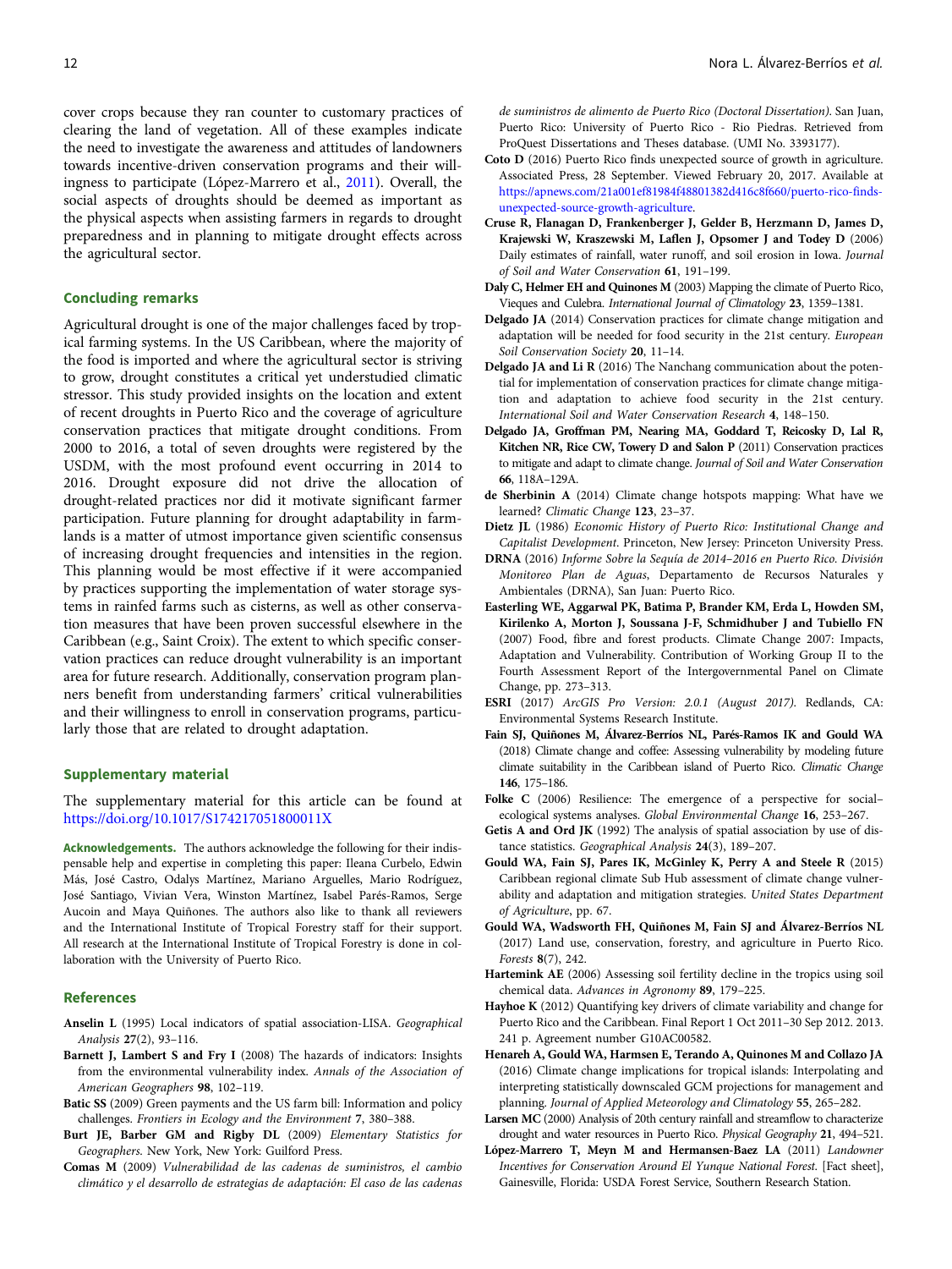cover crops because they ran counter to customary practices of clearing the land of vegetation. All of these examples indicate the need to investigate the awareness and attitudes of landowners towards incentive-driven conservation programs and their willingness to participate (López-Marrero et al., 2011). Overall, the social aspects of droughts should be deemed as important as the physical aspects when assisting farmers in regards to drought preparedness and in planning to mitigate drought effects across the agricultural sector.

## Concluding remarks

Agricultural drought is one of the major challenges faced by tropical farming systems. In the US Caribbean, where the majority of the food is imported and where the agricultural sector is striving to grow, drought constitutes a critical yet understudied climatic stressor. This study provided insights on the location and extent of recent droughts in Puerto Rico and the coverage of agriculture conservation practices that mitigate drought conditions. From 2000 to 2016, a total of seven droughts were registered by the USDM, with the most profound event occurring in 2014 to 2016. Drought exposure did not drive the allocation of drought-related practices nor did it motivate significant farmer participation. Future planning for drought adaptability in farmlands is a matter of utmost importance given scientific consensus of increasing drought frequencies and intensities in the region. This planning would be most effective if it were accompanied by practices supporting the implementation of water storage systems in rainfed farms such as cisterns, as well as other conservation measures that have been proven successful elsewhere in the Caribbean (e.g., Saint Croix). The extent to which specific conservation practices can reduce drought vulnerability is an important area for future research. Additionally, conservation program planners benefit from understanding farmers' critical vulnerabilities and their willingness to enroll in conservation programs, particularly those that are related to drought adaptation.

## Supplementary material

The supplementary material for this article can be found at https://doi.org/10.1017/S174217051800011X

**Acknowledgements.** The authors acknowledge the following for their indispensable help and expertise in completing this paper: Ileana Curbelo, Edwin Más, José Castro, Odalys Martínez, Mariano Arguelles, Mario Rodríguez, José Santiago, Vivian Vera, Winston Martínez, Isabel Parés-Ramos, Serge Aucoin and Maya Quiñones. The authors also like to thank all reviewers and the International Institute of Tropical Forestry staff for their support. All research at the International Institute of Tropical Forestry is done in collaboration with the University of Puerto Rico.

## References

**Anselin L** (1995) Local indicators of spatial association-LISA. *Geographical Analysis* **27**(2), 93–116.

**Barnett J, Lambert S and Fry I** (2008) The hazards of indicators: Insights from the environmental vulnerability index. *Annals of the Association of American Geographers* **98**, 102–119.

**Batic SS** (2009) Green payments and the US farm bill: Information and policy challenges. *Frontiers in Ecology and the Environment* **7**, 380–388.

**Burt JE, Barber GM and Rigby DL** (2009) *Elementary Statistics for Geographers*. New York, New York: Guilford Press.

**Comas M** (2009) *Vulnerabilidad de las cadenas de suministros, el cambio climático y el desarrollo de estrategias de adaptación: El caso de las cadenas de suministros de alimento de Puerto Rico (Doctoral Dissertation)*. San Juan, Puerto Rico: University of Puerto Rico - Rio Piedras. Retrieved from ProQuest Dissertations and Theses database. (UMI No. 3393177).

**Coto D** (2016) Puerto Rico finds unexpected source of growth in agriculture. Associated Press, 28 September. Viewed February 20, 2017. Available at https://apnews.com/21a001ef81984f48801382d416c8f660/puerto-rico-finds-unexpected-source-growth-agriculture.

**Cruse R, Flanagan D, Frankenberger J, Gelder B, Herzmann D, James D, Krajewski W, Kraszewski M, Laflen J, Opsomer J and Todey D** (2006) Daily estimates of rainfall, water runoff, and soil erosion in Iowa. *Journal of Soil and Water Conservation* **61**, 191–199.

**Daly C, Helmer EH and Quinones M** (2003) Mapping the climate of Puerto Rico, Vieques and Culebra. *International Journal of Climatology* **23**, 1359–1381.

**Delgado JA** (2014) Conservation practices for climate change mitigation and adaptation will be needed for food security in the 21st century. *European Soil Conservation Society* **20**, 11–14.

**Delgado JA and Li R** (2016) The Nanchang communication about the potential for implementation of conservation practices for climate change mitigation and adaptation to achieve food security in the 21st century. *International Soil and Water Conservation Research* **4**, 148–150.

**Delgado JA, Groffman PM, Nearing MA, Goddard T, Reicosky D, Lal R, Kitchen NR, Rice CW, Towery D and Salon P** (2011) Conservation practices to mitigate and adapt to climate change. *Journal of Soil and Water Conservation* **66**, 118A–129A.

**de Sherbinin A** (2014) Climate change hotspots mapping: What have we learned? *Climatic Change* **123**, 23–37.

**Dietz JL** (1986) *Economic History of Puerto Rico: Institutional Change and Capitalist Development*. Princeton, New Jersey: Princeton University Press.

**DRNA** (2016) *Informe Sobre la Sequía de 2014–2016 en Puerto Rico. División Monitoreo Plan de Aguas*, Departamento de Recursos Naturales y Ambientales (DRNA), San Juan: Puerto Rico.

**Easterling WE, Aggarwal PK, Batima P, Brander KM, Erda L, Howden SM, Kirilenko A, Morton J, Soussana J-F, Schmidhuber J and Tubiello FN** (2007) Food, fibre and forest products. Climate Change 2007: Impacts, Adaptation and Vulnerability. Contribution of Working Group II to the Fourth Assessment Report of the Intergovernmental Panel on Climate Change, pp. 273–313.

**ESRI** (2017) *ArcGIS Pro Version: 2.0.1 (August 2017)*. Redlands, CA: Environmental Systems Research Institute.

**Fain SJ, Quiñones M, Álvarez-Berríos NL, Parés-Ramos IK and Gould WA** (2018) Climate change and coffee: Assessing vulnerability by modeling future climate suitability in the Caribbean island of Puerto Rico. *Climatic Change* **146**, 175–186.

**Folke C** (2006) Resilience: The emergence of a perspective for social–ecological systems analyses. *Global Environmental Change* **16**, 253–267.

**Getis A and Ord JK** (1992) The analysis of spatial association by use of distance statistics. *Geographical Analysis* **24**(3), 189–207.

**Gould WA, Fain SJ, Pares IK, McGinley K, Perry A and Steele R** (2015) Caribbean regional climate Sub Hub assessment of climate change vulnerability and adaptation and mitigation strategies. *United States Department of Agriculture*, pp. 67.

**Gould WA, Wadsworth FH, Quiñones M, Fain SJ and Álvarez-Berríos NL** (2017) Land use, conservation, forestry, and agriculture in Puerto Rico. *Forests* **8**(7), 242.

**Hartemink AE** (2006) Assessing soil fertility decline in the tropics using soil chemical data. *Advances in Agronomy* **89**, 179–225.

**Hayhoe K** (2012) Quantifying key drivers of climate variability and change for Puerto Rico and the Caribbean. Final Report 1 Oct 2011–30 Sep 2012. 2013. 241 p. Agreement number G10AC00582.

**Henareh A, Gould WA, Harmsen E, Terando A, Quinones M and Collazo JA** (2016) Climate change implications for tropical islands: Interpolating and interpreting statistically downscaled GCM projections for management and planning. *Journal of Applied Meteorology and Climatology* **55**, 265–282.

**Larsen MC** (2000) Analysis of 20th century rainfall and streamflow to characterize drought and water resources in Puerto Rico. *Physical Geography* **21**, 494–521.

**López-Marrero T, Meyn M and Hermansen-Baez LA** (2011) *Landowner Incentives for Conservation Around El Yunque National Forest*. [Fact sheet], Gainesville, Florida: USDA Forest Service, Southern Research Station.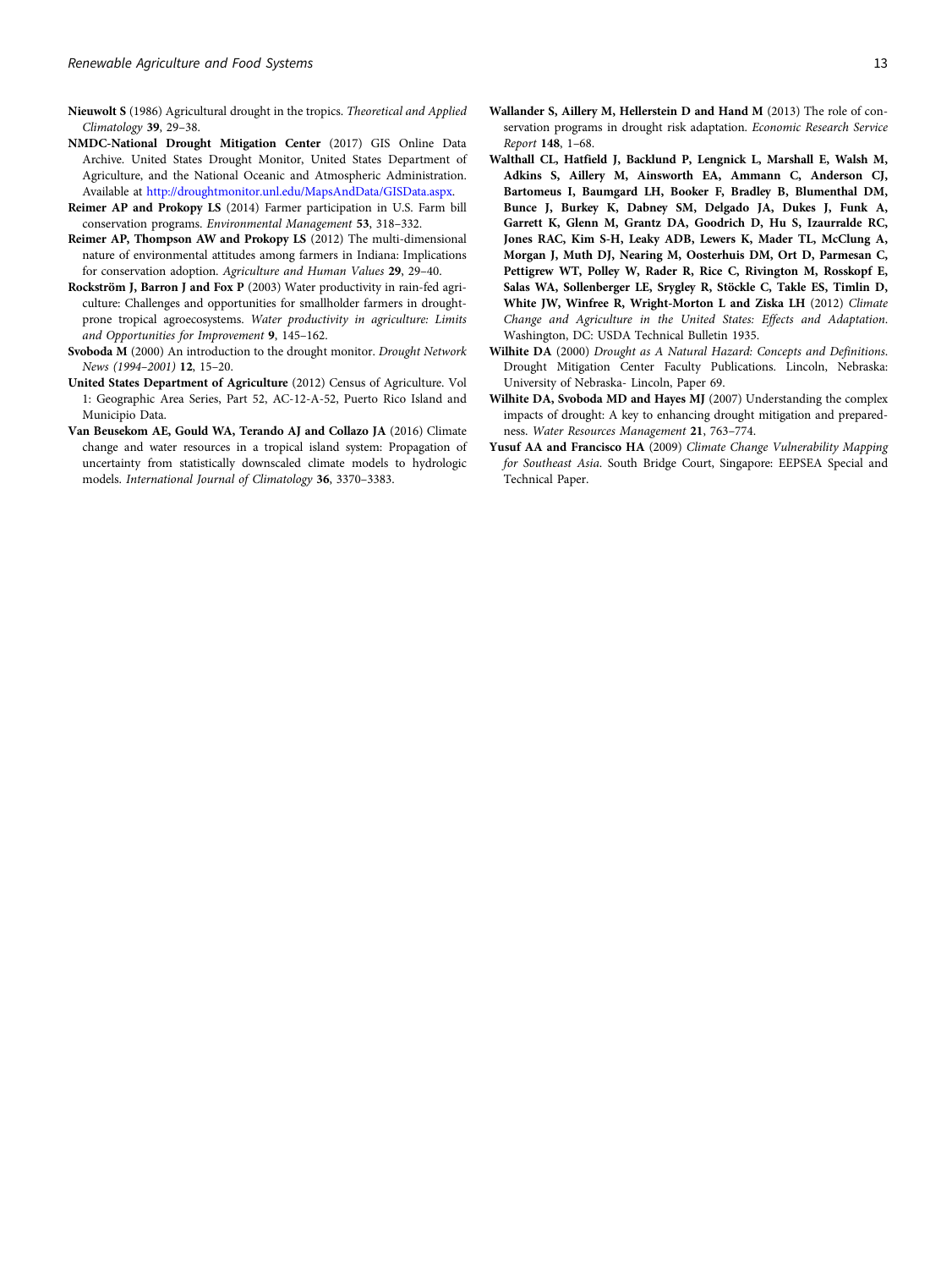**Nieuwolt S** (1986) Agricultural drought in the tropics. *Theoretical and Applied Climatology* **39**, 29–38.

**NMDC-National Drought Mitigation Center** (2017) GIS Online Data Archive. United States Drought Monitor, United States Department of Agriculture, and the National Oceanic and Atmospheric Administration. Available at http://droughtmonitor.unl.edu/MapsAndData/GISData.aspx.

**Reimer AP and Prokopy LS** (2014) Farmer participation in U.S. Farm bill conservation programs. *Environmental Management* **53**, 318–332.

**Reimer AP, Thompson AW and Prokopy LS** (2012) The multi-dimensional nature of environmental attitudes among farmers in Indiana: Implications for conservation adoption. *Agriculture and Human Values* **29**, 29–40.

**Rockström J, Barron J and Fox P** (2003) Water productivity in rain-fed agriculture: Challenges and opportunities for smallholder farmers in drought-prone tropical agroecosystems. *Water productivity in agriculture: Limits and Opportunities for Improvement* **9**, 145–162.

**Svoboda M** (2000) An introduction to the drought monitor. *Drought Network News (1994–2001)* **12**, 15–20.

**United States Department of Agriculture** (2012) Census of Agriculture. Vol 1: Geographic Area Series, Part 52, AC-12-A-52, Puerto Rico Island and Municipio Data.

**Van Beusekom AE, Gould WA, Terando AJ and Collazo JA** (2016) Climate change and water resources in a tropical island system: Propagation of uncertainty from statistically downscaled climate models to hydrologic models. *International Journal of Climatology* **36**, 3370–3383.

**Wallander S, Aillery M, Hellerstein D and Hand M** (2013) The role of conservation programs in drought risk adaptation. *Economic Research Service Report* **148**, 1–68.

**Walthall CL, Hatfield J, Backlund P, Lengnick L, Marshall E, Walsh M, Adkins S, Aillery M, Ainsworth EA, Ammann C, Anderson CJ, Bartomeus I, Baumgard LH, Booker F, Bradley B, Blumenthal DM, Bunce J, Burkey K, Dabney SM, Delgado JA, Dukes J, Funk A, Garrett K, Glenn M, Grantz DA, Goodrich D, Hu S, Izaurralde RC, Jones RAC, Kim S-H, Leaky ADB, Lewers K, Mader TL, McClung A, Morgan J, Muth DJ, Nearing M, Oosterhuis DM, Ort D, Parmesan C, Pettigrew WT, Polley W, Rader R, Rice C, Rivington M, Rosskopf E, Salas WA, Sollenberger LE, Srygley R, Stöckle C, Takle ES, Timlin D, White JW, Winfree R, Wright-Morton L and Ziska LH** (2012) *Climate Change and Agriculture in the United States: Effects and Adaptation*. Washington, DC: USDA Technical Bulletin 1935.

**Wilhite DA** (2000) *Drought as A Natural Hazard: Concepts and Definitions*. Drought Mitigation Center Faculty Publications. Lincoln, Nebraska: University of Nebraska- Lincoln, Paper 69.

**Wilhite DA, Svoboda MD and Hayes MJ** (2007) Understanding the complex impacts of drought: A key to enhancing drought mitigation and preparedness. *Water Resources Management* **21**, 763–774.

**Yusuf AA and Francisco HA** (2009) *Climate Change Vulnerability Mapping for Southeast Asia*. South Bridge Court, Singapore: EEPSEA Special and Technical Paper.